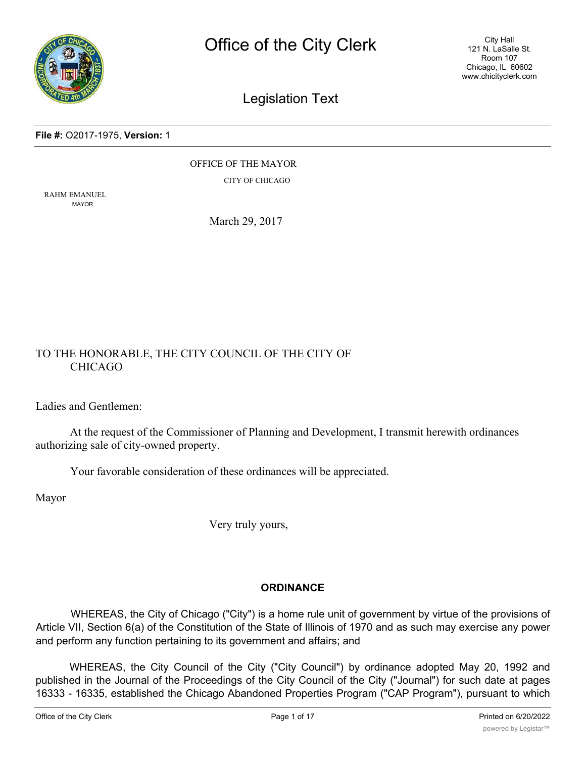# Office of the City Clerk

City Hall
121 N. LaSalle St.
Room 107
Chicago, IL 60602
www.chicityclerk.com

## Legislation Text

**File #:** O2017-1975, **Version:** 1

OFFICE OF THE MAYOR

CITY OF CHICAGO

RAHM EMANUEL
MAYOR

March 29, 2017

TO THE HONORABLE, THE CITY COUNCIL OF THE CITY OF CHICAGO

Ladies and Gentlemen:

At the request of the Commissioner of Planning and Development, I transmit herewith ordinances authorizing sale of city-owned property.

Your favorable consideration of these ordinances will be appreciated.

Mayor

Very truly yours,

### ORDINANCE

WHEREAS, the City of Chicago ("City") is a home rule unit of government by virtue of the provisions of Article VII, Section 6(a) of the Constitution of the State of Illinois of 1970 and as such may exercise any power and perform any function pertaining to its government and affairs; and

WHEREAS, the City Council of the City ("City Council") by ordinance adopted May 20, 1992 and published in the Journal of the Proceedings of the City Council of the City ("Journal") for such date at pages 16333 - 16335, established the Chicago Abandoned Properties Program ("CAP Program"), pursuant to which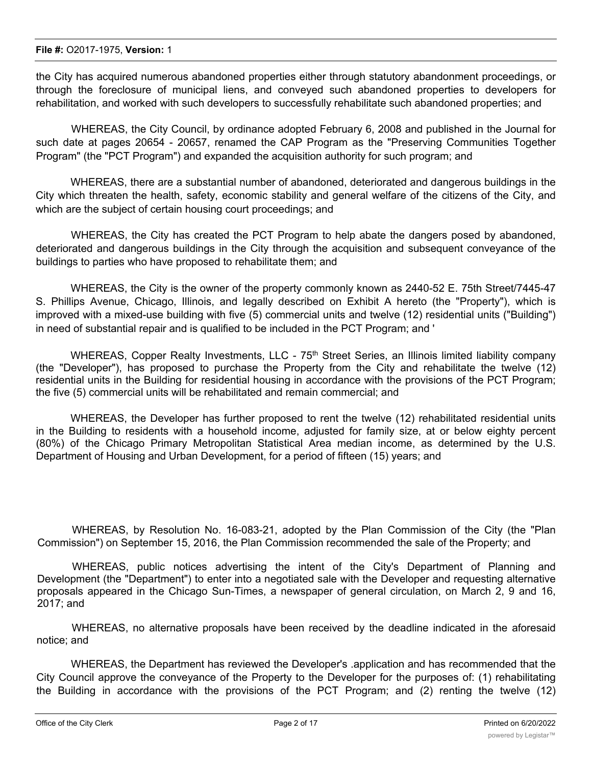the City has acquired numerous abandoned properties either through statutory abandonment proceedings, or through the foreclosure of municipal liens, and conveyed such abandoned properties to developers for rehabilitation, and worked with such developers to successfully rehabilitate such abandoned properties; and

WHEREAS, the City Council, by ordinance adopted February 6, 2008 and published in the Journal for such date at pages 20654 - 20657, renamed the CAP Program as the "Preserving Communities Together Program" (the "PCT Program") and expanded the acquisition authority for such program; and

WHEREAS, there are a substantial number of abandoned, deteriorated and dangerous buildings in the City which threaten the health, safety, economic stability and general welfare of the citizens of the City, and which are the subject of certain housing court proceedings; and

WHEREAS, the City has created the PCT Program to help abate the dangers posed by abandoned, deteriorated and dangerous buildings in the City through the acquisition and subsequent conveyance of the buildings to parties who have proposed to rehabilitate them; and

WHEREAS, the City is the owner of the property commonly known as 2440-52 E. 75th Street/7445-47 S. Phillips Avenue, Chicago, Illinois, and legally described on Exhibit A hereto (the "Property"), which is improved with a mixed-use building with five (5) commercial units and twelve (12) residential units ("Building") in need of substantial repair and is qualified to be included in the PCT Program; and '

WHEREAS, Copper Realty Investments, LLC - 75th Street Series, an Illinois limited liability company (the "Developer"), has proposed to purchase the Property from the City and rehabilitate the twelve (12) residential units in the Building for residential housing in accordance with the provisions of the PCT Program; the five (5) commercial units will be rehabilitated and remain commercial; and

WHEREAS, the Developer has further proposed to rent the twelve (12) rehabilitated residential units in the Building to residents with a household income, adjusted for family size, at or below eighty percent (80%) of the Chicago Primary Metropolitan Statistical Area median income, as determined by the U.S. Department of Housing and Urban Development, for a period of fifteen (15) years; and

WHEREAS, by Resolution No. 16-083-21, adopted by the Plan Commission of the City (the "Plan Commission") on September 15, 2016, the Plan Commission recommended the sale of the Property; and

WHEREAS, public notices advertising the intent of the City's Department of Planning and Development (the "Department") to enter into a negotiated sale with the Developer and requesting alternative proposals appeared in the Chicago Sun-Times, a newspaper of general circulation, on March 2, 9 and 16, 2017; and

WHEREAS, no alternative proposals have been received by the deadline indicated in the aforesaid notice; and

WHEREAS, the Department has reviewed the Developer's .application and has recommended that the City Council approve the conveyance of the Property to the Developer for the purposes of: (1) rehabilitating the Building in accordance with the provisions of the PCT Program; and (2) renting the twelve (12)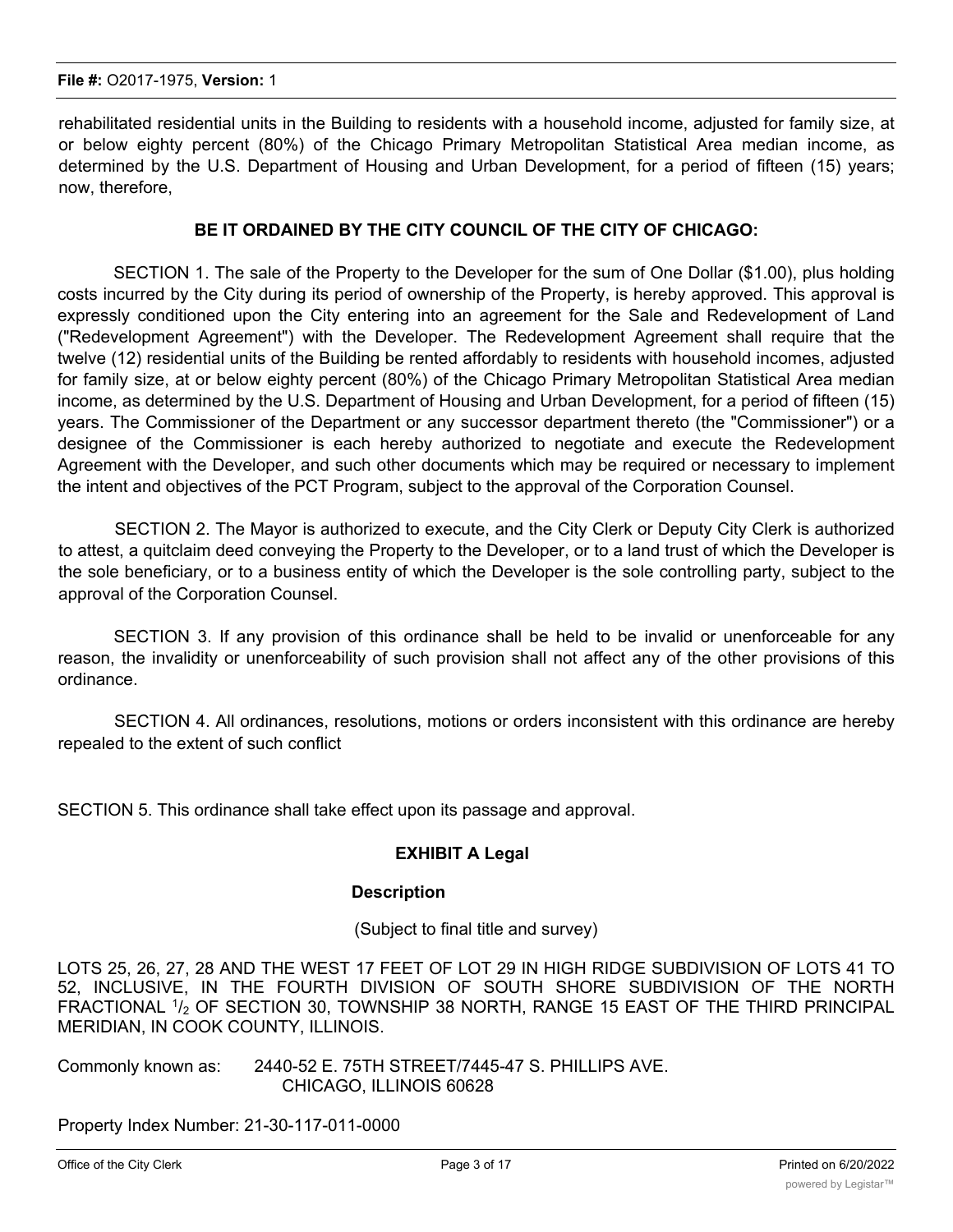rehabilitated residential units in the Building to residents with a household income, adjusted for family size, at or below eighty percent (80%) of the Chicago Primary Metropolitan Statistical Area median income, as determined by the U.S. Department of Housing and Urban Development, for a period of fifteen (15) years; now, therefore,

**BE IT ORDAINED BY THE CITY COUNCIL OF THE CITY OF CHICAGO:**

SECTION 1. The sale of the Property to the Developer for the sum of One Dollar ($1.00), plus holding costs incurred by the City during its period of ownership of the Property, is hereby approved. This approval is expressly conditioned upon the City entering into an agreement for the Sale and Redevelopment of Land ("Redevelopment Agreement") with the Developer. The Redevelopment Agreement shall require that the twelve (12) residential units of the Building be rented affordably to residents with household incomes, adjusted for family size, at or below eighty percent (80%) of the Chicago Primary Metropolitan Statistical Area median income, as determined by the U.S. Department of Housing and Urban Development, for a period of fifteen (15) years. The Commissioner of the Department or any successor department thereto (the "Commissioner") or a designee of the Commissioner is each hereby authorized to negotiate and execute the Redevelopment Agreement with the Developer, and such other documents which may be required or necessary to implement the intent and objectives of the PCT Program, subject to the approval of the Corporation Counsel.

SECTION 2. The Mayor is authorized to execute, and the City Clerk or Deputy City Clerk is authorized to attest, a quitclaim deed conveying the Property to the Developer, or to a land trust of which the Developer is the sole beneficiary, or to a business entity of which the Developer is the sole controlling party, subject to the approval of the Corporation Counsel.

SECTION 3. If any provision of this ordinance shall be held to be invalid or unenforceable for any reason, the invalidity or unenforceability of such provision shall not affect any of the other provisions of this ordinance.

SECTION 4. All ordinances, resolutions, motions or orders inconsistent with this ordinance are hereby repealed to the extent of such conflict

SECTION 5. This ordinance shall take effect upon its passage and approval.

**EXHIBIT A Legal**

**Description**

(Subject to final title and survey)

LOTS 25, 26, 27, 28 AND THE WEST 17 FEET OF LOT 29 IN HIGH RIDGE SUBDIVISION OF LOTS 41 TO 52, INCLUSIVE, IN THE FOURTH DIVISION OF SOUTH SHORE SUBDIVISION OF THE NORTH FRACTIONAL 1/2 OF SECTION 30, TOWNSHIP 38 NORTH, RANGE 15 EAST OF THE THIRD PRINCIPAL MERIDIAN, IN COOK COUNTY, ILLINOIS.

Commonly known as: 2440-52 E. 75TH STREET/7445-47 S. PHILLIPS AVE.
CHICAGO, ILLINOIS 60628

Property Index Number: 21-30-117-011-0000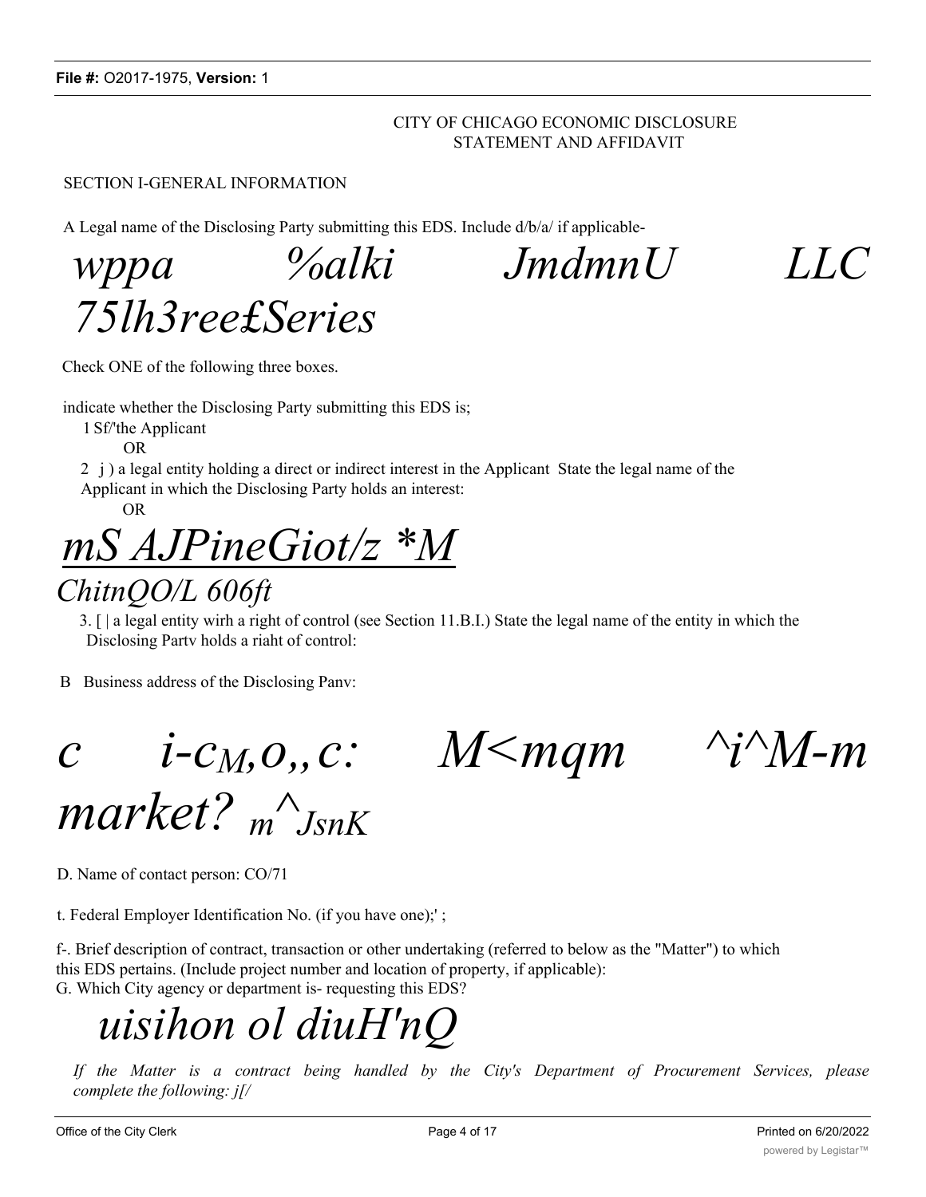CITY OF CHICAGO ECONOMIC DISCLOSURE
STATEMENT AND AFFIDAVIT

SECTION I-GENERAL INFORMATION

A Legal name of the Disclosing Party submitting this EDS. Include d/b/a/ if applicable-

*wppa %alki JmdmnU LLC 75lh3ree£Series*

Check ONE of the following three boxes.

indicate whether the Disclosing Party submitting this EDS is;

1 Sf/'the Applicant

OR

2 j ) a legal entity holding a direct or indirect interest in the Applicant State the legal name of the Applicant in which the Disclosing Party holds an interest:

OR

*mS AJPineGiot/z *M*

*ChitnQO/L 606ft*

3. [ | a legal entity wirh a right of control (see Section 11.B.I.) State the legal name of the entity in which the Disclosing Partv holds a riaht of control:

B Business address of the Disclosing Panv:

*c i-cM,o,,c: M<mqm ^i^M-m market? m^JsnK*

D. Name of contact person: CO/71

t. Federal Employer Identification No. (if you have one);' ;

f-. Brief description of contract, transaction or other undertaking (referred to below as the "Matter") to which this EDS pertains. (Include project number and location of property, if applicable):

G. Which City agency or department is- requesting this EDS?

*uisihon ol diuH'nQ*

*If the Matter is a contract being handled by the City's Department of Procurement Services, please complete the following: j[/*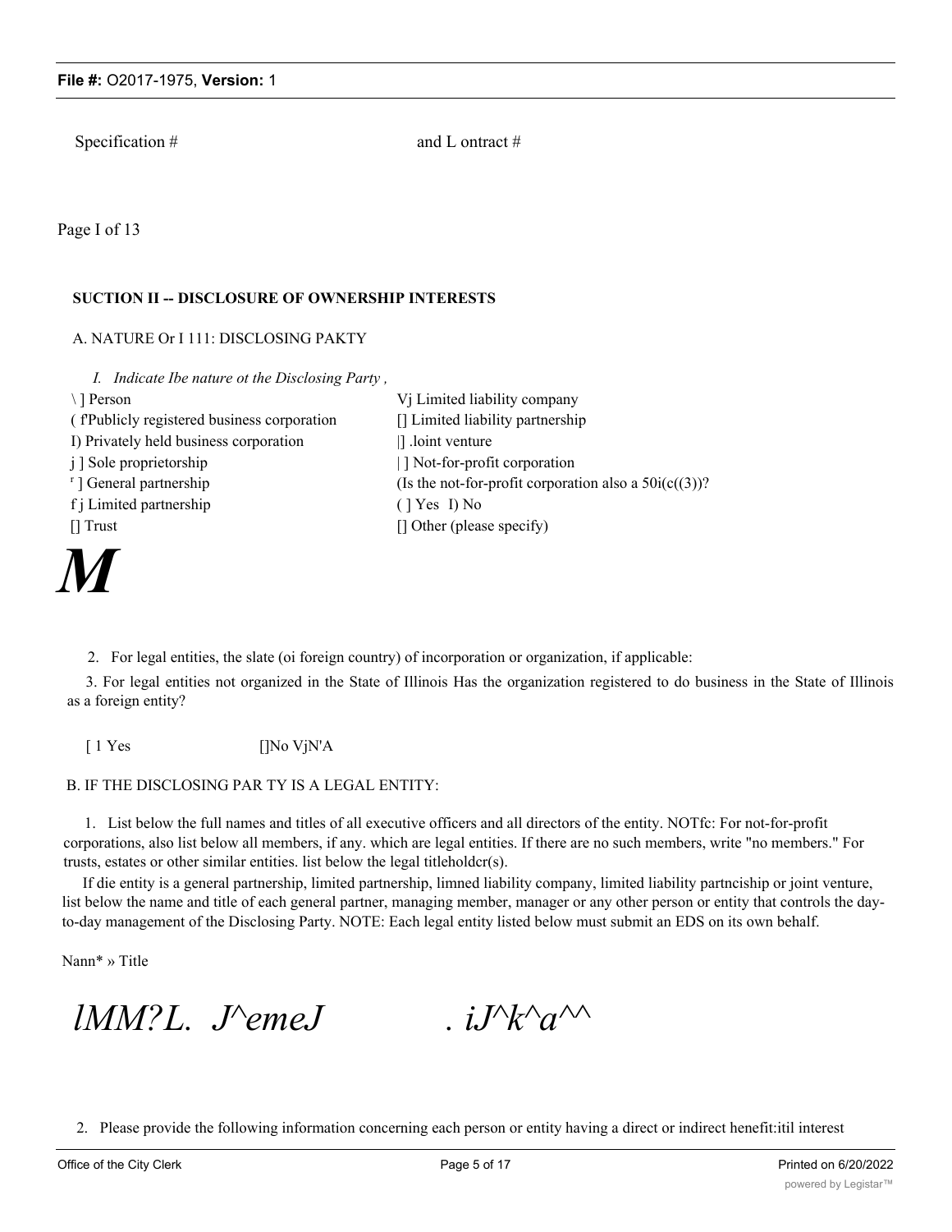Specification # and L ontract #

Page I of 13

**SUCTION II -- DISCLOSURE OF OWNERSHIP INTERESTS**

A. NATURE Or I 111: DISCLOSING PAKTY

*I. Indicate Ibe nature ot the Disclosing Party ,*

\ ] Person
( f'Publicly registered business corporation
I) Privately held business corporation
j ] Sole proprietorship
r ] General partnership
f j Limited partnership
[] Trust

Vj Limited liability company
[] Limited liability partnership
|] .loint venture
| ] Not-for-profit corporation
(Is the not-for-profit corporation also a 50i(c((3))?
( ] Yes I) No
[] Other (please specify)

***M***

2. For legal entities, the slate (oi foreign country) of incorporation or organization, if applicable:

3. For legal entities not organized in the State of Illinois Has the organization registered to do business in the State of Illinois as a foreign entity?

[ 1 Yes []No VjN'A

B. IF THE DISCLOSING PAR TY IS A LEGAL ENTITY:

1. List below the full names and titles of all executive officers and all directors of the entity. NOTfc: For not-for-profit corporations, also list below all members, if any. which are legal entities. If there are no such members, write "no members." For trusts, estates or other similar entities. list below the legal titleholdcr(s).

If die entity is a general partnership, limited partnership, limned liability company, limited liability partnciship or joint venture, list below the name and title of each general partner, managing member, manager or any other person or entity that controls the day-to-day management of the Disclosing Party. NOTE: Each legal entity listed below must submit an EDS on its own behalf.

Nann* » Title

*lMM?L. J^emeJ . iJ^k^a^^*

2. Please provide the following information concerning each person or entity having a direct or indirect henefit:itil interest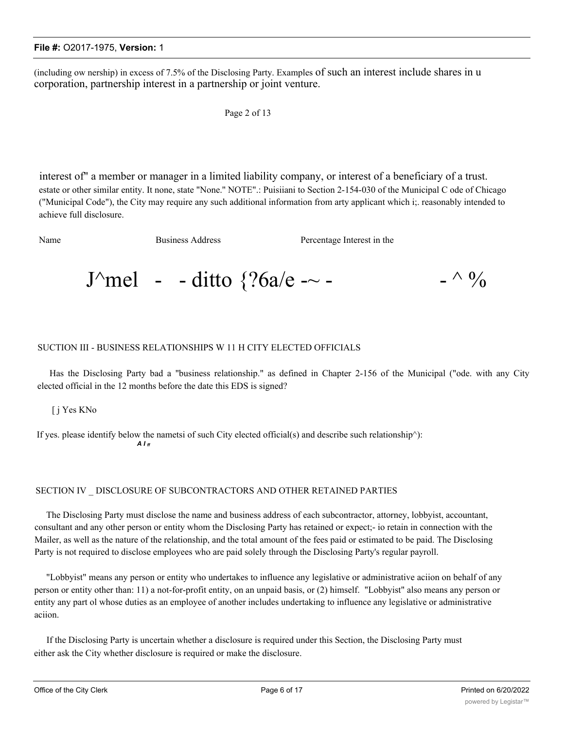(including ow nership) in excess of 7.5% of the Disclosing Party. Examples of such an interest include shares in u corporation, partnership interest in a partnership or joint venture.

Page 2 of 13

interest of" a member or manager in a limited liability company, or interest of a beneficiary of a trust. estate or other similar entity. It none, state "None." NOTE".: Puisiiani to Section 2-154-030 of the Municipal C ode of Chicago ("Municipal Code"), the City may require any such additional information from arty applicant which i;. reasonably intended to achieve full disclosure.

| Name | Business Address | Percentage Interest in the |
|---|---|---|
| J^mel - | - ditto {?6a/e -~ - | - ^ % |

SUCTION III - BUSINESS RELATIONSHIPS W 11 H CITY ELECTED OFFICIALS

Has the Disclosing Party bad a "business relationship." as defined in Chapter 2-156 of the Municipal ("ode. with any City elected official in the 12 months before the date this EDS is signed?

[ j Yes KNo

If yes. please identify below the nametsi of such City elected official(s) and describe such relationship^):

*A I ff*

SECTION IV _ DISCLOSURE OF SUBCONTRACTORS AND OTHER RETAINED PARTIES

The Disclosing Party must disclose the name and business address of each subcontractor, attorney, lobbyist, accountant, consultant and any other person or entity whom the Disclosing Party has retained or expect;- io retain in connection with the Mailer, as well as the nature of the relationship, and the total amount of the fees paid or estimated to be paid. The Disclosing Party is not required to disclose employees who are paid solely through the Disclosing Party's regular payroll.

"Lobbyist" means any person or entity who undertakes to influence any legislative or administrative aciion on behalf of any person or entity other than: 11) a not-for-profit entity, on an unpaid basis, or (2) himself. "Lobbyist" also means any person or entity any part ol whose duties as an employee of another includes undertaking to influence any legislative or administrative aciion.

If the Disclosing Party is uncertain whether a disclosure is required under this Section, the Disclosing Party must either ask the City whether disclosure is required or make the disclosure.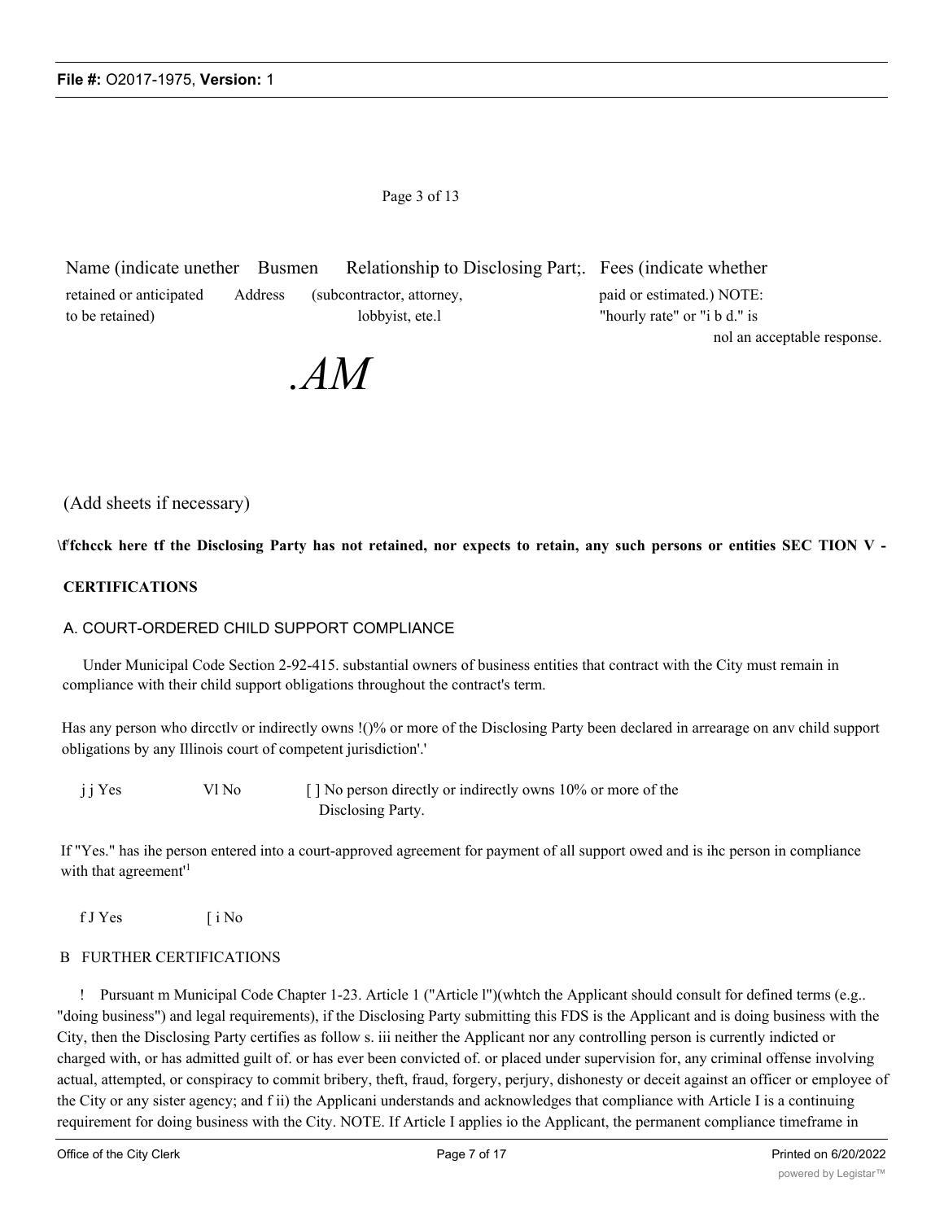Page 3 of 13

| Name (indicate unether retained or anticipated to be retained) | Busmen Address | Relationship to Disclosing Part;. (subcontractor, attorney, lobbyist, ete.l | Fees (indicate whether paid or estimated.) NOTE: "hourly rate" or "i b d." is nol an acceptable response. |
| --- | --- | --- | --- |
| | .AM | | |

(Add sheets if necessary)

**\f'fchcck here tf the Disclosing Party has not retained, nor expects to retain, any such persons or entities SEC TION V -**

**CERTIFICATIONS**

A. COURT-ORDERED CHILD SUPPORT COMPLIANCE

Under Municipal Code Section 2-92-415. substantial owners of business entities that contract with the City must remain in compliance with their child support obligations throughout the contract's term.

Has any person who dircctlv or indirectly owns !()% or more of the Disclosing Party been declared in arrearage on anv child support obligations by any Illinois court of competent jurisdiction'.'

j j Yes Vl No [ ] No person directly or indirectly owns 10% or more of the Disclosing Party.

If "Yes." has ihe person entered into a court-approved agreement for payment of all support owed and is ihc person in compliance with that agreement'[1]

f J Yes [ i No

B FURTHER CERTIFICATIONS

! Pursuant m Municipal Code Chapter 1-23. Article 1 ("Article l")(whtch the Applicant should consult for defined terms (e.g.. "doing business") and legal requirements), if the Disclosing Party submitting this FDS is the Applicant and is doing business with the City, then the Disclosing Party certifies as follow s. iii neither the Applicant nor any controlling person is currently indicted or charged with, or has admitted guilt of. or has ever been convicted of. or placed under supervision for, any criminal offense involving actual, attempted, or conspiracy to commit bribery, theft, fraud, forgery, perjury, dishonesty or deceit against an officer or employee of the City or any sister agency; and f ii) the Applicani understands and acknowledges that compliance with Article I is a continuing requirement for doing business with the City. NOTE. If Article I applies io the Applicant, the permanent compliance timeframe in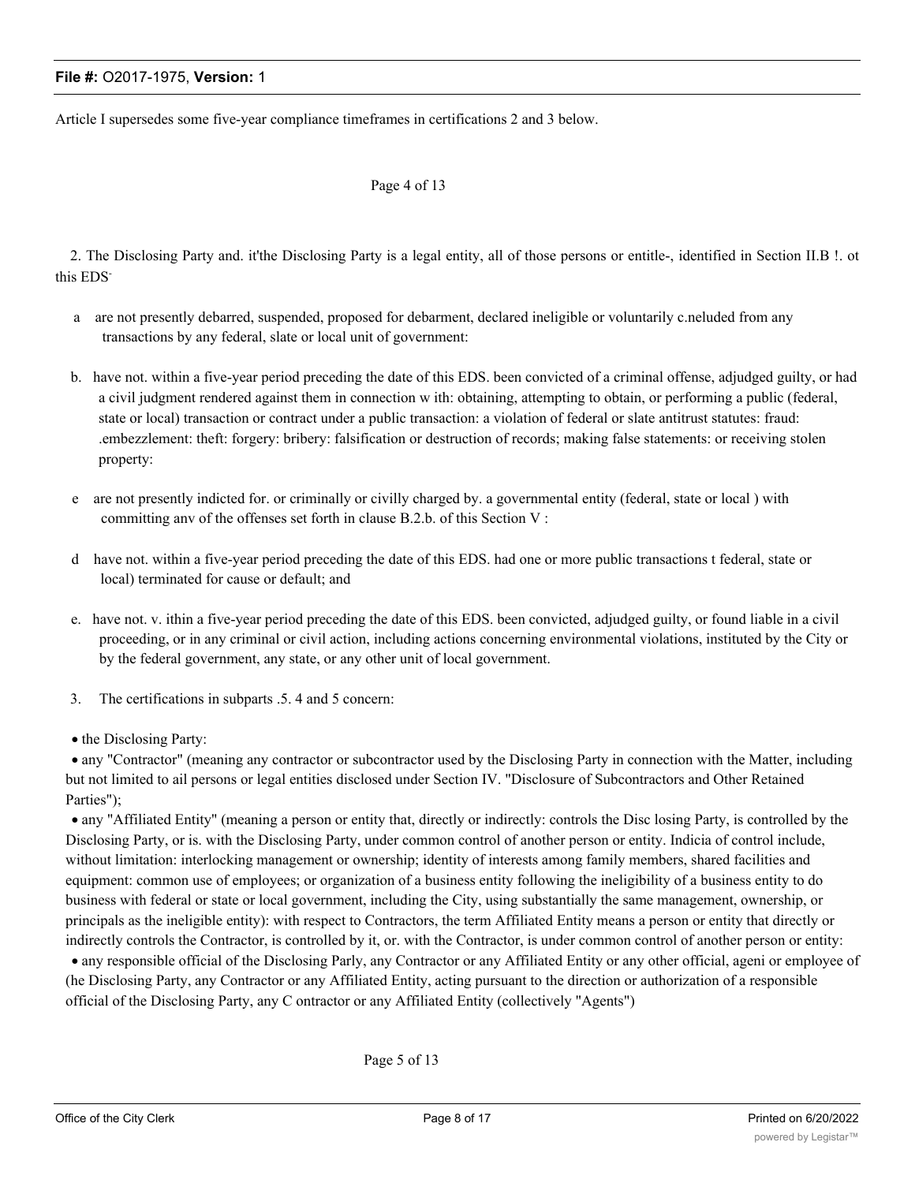Article I supersedes some five-year compliance timeframes in certifications 2 and 3 below.

Page 4 of 13

2. The Disclosing Party and. it'the Disclosing Party is a legal entity, all of those persons or entitle-, identified in Section II.B !. ot this EDS-

a are not presently debarred, suspended, proposed for debarment, declared ineligible or voluntarily c.neluded from any transactions by any federal, slate or local unit of government:

b. have not. within a five-year period preceding the date of this EDS. been convicted of a criminal offense, adjudged guilty, or had a civil judgment rendered against them in connection w ith: obtaining, attempting to obtain, or performing a public (federal, state or local) transaction or contract under a public transaction: a violation of federal or slate antitrust statutes: fraud: .embezzlement: theft: forgery: bribery: falsification or destruction of records; making false statements: or receiving stolen property:

e are not presently indicted for. or criminally or civilly charged by. a governmental entity (federal, state or local ) with committing anv of the offenses set forth in clause B.2.b. of this Section V :

d have not. within a five-year period preceding the date of this EDS. had one or more public transactions t federal, state or local) terminated for cause or default; and

e. have not. v. ithin a five-year period preceding the date of this EDS. been convicted, adjudged guilty, or found liable in a civil proceeding, or in any criminal or civil action, including actions concerning environmental violations, instituted by the City or by the federal government, any state, or any other unit of local government.

3. The certifications in subparts .5. 4 and 5 concern:

- the Disclosing Party:
- any "Contractor" (meaning any contractor or subcontractor used by the Disclosing Party in connection with the Matter, including but not limited to ail persons or legal entities disclosed under Section IV. "Disclosure of Subcontractors and Other Retained Parties");
- any "Affiliated Entity" (meaning a person or entity that, directly or indirectly: controls the Disc losing Party, is controlled by the Disclosing Party, or is. with the Disclosing Party, under common control of another person or entity. Indicia of control include, without limitation: interlocking management or ownership; identity of interests among family members, shared facilities and equipment: common use of employees; or organization of a business entity following the ineligibility of a business entity to do business with federal or state or local government, including the City, using substantially the same management, ownership, or principals as the ineligible entity): with respect to Contractors, the term Affiliated Entity means a person or entity that directly or indirectly controls the Contractor, is controlled by it, or. with the Contractor, is under common control of another person or entity:
- any responsible official of the Disclosing Parly, any Contractor or any Affiliated Entity or any other official, ageni or employee of (he Disclosing Party, any Contractor or any Affiliated Entity, acting pursuant to the direction or authorization of a responsible official of the Disclosing Party, any C ontractor or any Affiliated Entity (collectively "Agents")

Page 5 of 13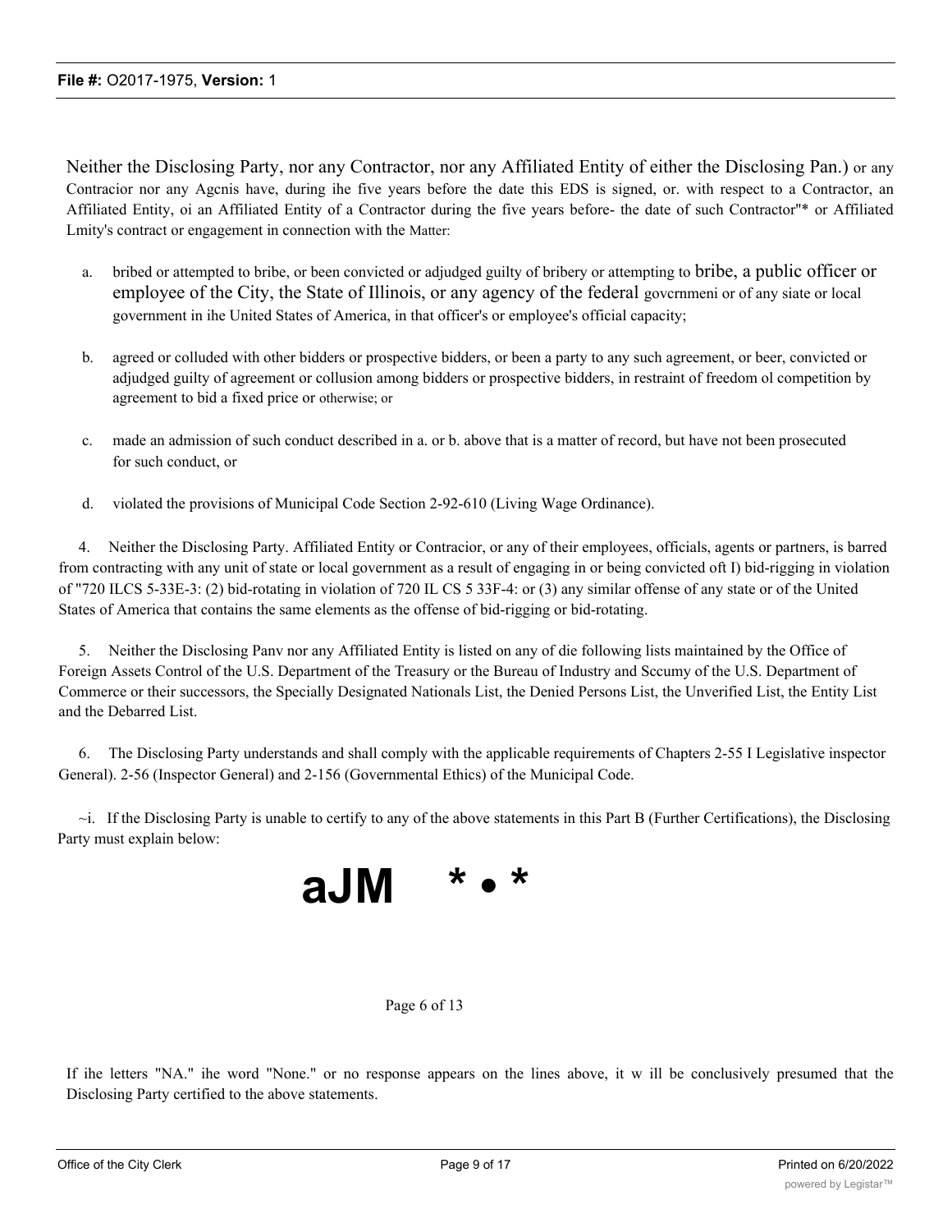Neither the Disclosing Party, nor any Contractor, nor any Affiliated Entity of either the Disclosing Pan.) or any Contracior nor any Agcnis have, during ihe five years before the date this EDS is signed, or. with respect to a Contractor, an Affiliated Entity, oi an Affiliated Entity of a Contractor during the five years before- the date of such Contractor"* or Affiliated Lmity's contract or engagement in connection with the Matter:

a. bribed or attempted to bribe, or been convicted or adjudged guilty of bribery or attempting to bribe, a public officer or employee of the City, the State of Illinois, or any agency of the federal govcrnmeni or of any siate or local government in ihe United States of America, in that officer's or employee's official capacity;

b. agreed or colluded with other bidders or prospective bidders, or been a party to any such agreement, or beer, convicted or adjudged guilty of agreement or collusion among bidders or prospective bidders, in restraint of freedom ol competition by agreement to bid a fixed price or otherwise; or

c. made an admission of such conduct described in a. or b. above that is a matter of record, but have not been prosecuted for such conduct, or

d. violated the provisions of Municipal Code Section 2-92-610 (Living Wage Ordinance).

4. Neither the Disclosing Party. Affiliated Entity or Contracior, or any of their employees, officials, agents or partners, is barred from contracting with any unit of state or local government as a result of engaging in or being convicted oft I) bid-rigging in violation of "720 ILCS 5-33E-3: (2) bid-rotating in violation of 720 IL CS 5 33F-4: or (3) any similar offense of any state or of the United States of America that contains the same elements as the offense of bid-rigging or bid-rotating.

5. Neither the Disclosing Panv nor any Affiliated Entity is listed on any of die following lists maintained by the Office of Foreign Assets Control of the U.S. Department of the Treasury or the Bureau of Industry and Sccumy of the U.S. Department of Commerce or their successors, the Specially Designated Nationals List, the Denied Persons List, the Unverified List, the Entity List and the Debarred List.

6. The Disclosing Party understands and shall comply with the applicable requirements of Chapters 2-55 I Legislative inspector General). 2-56 (Inspector General) and 2-156 (Governmental Ethics) of the Municipal Code.

~i. If the Disclosing Party is unable to certify to any of the above statements in this Part B (Further Certifications), the Disclosing Party must explain below:

aJM * • *

Page 6 of 13

If ihe letters "NA." ihe word "None." or no response appears on the lines above, it w ill be conclusively presumed that the Disclosing Party certified to the above statements.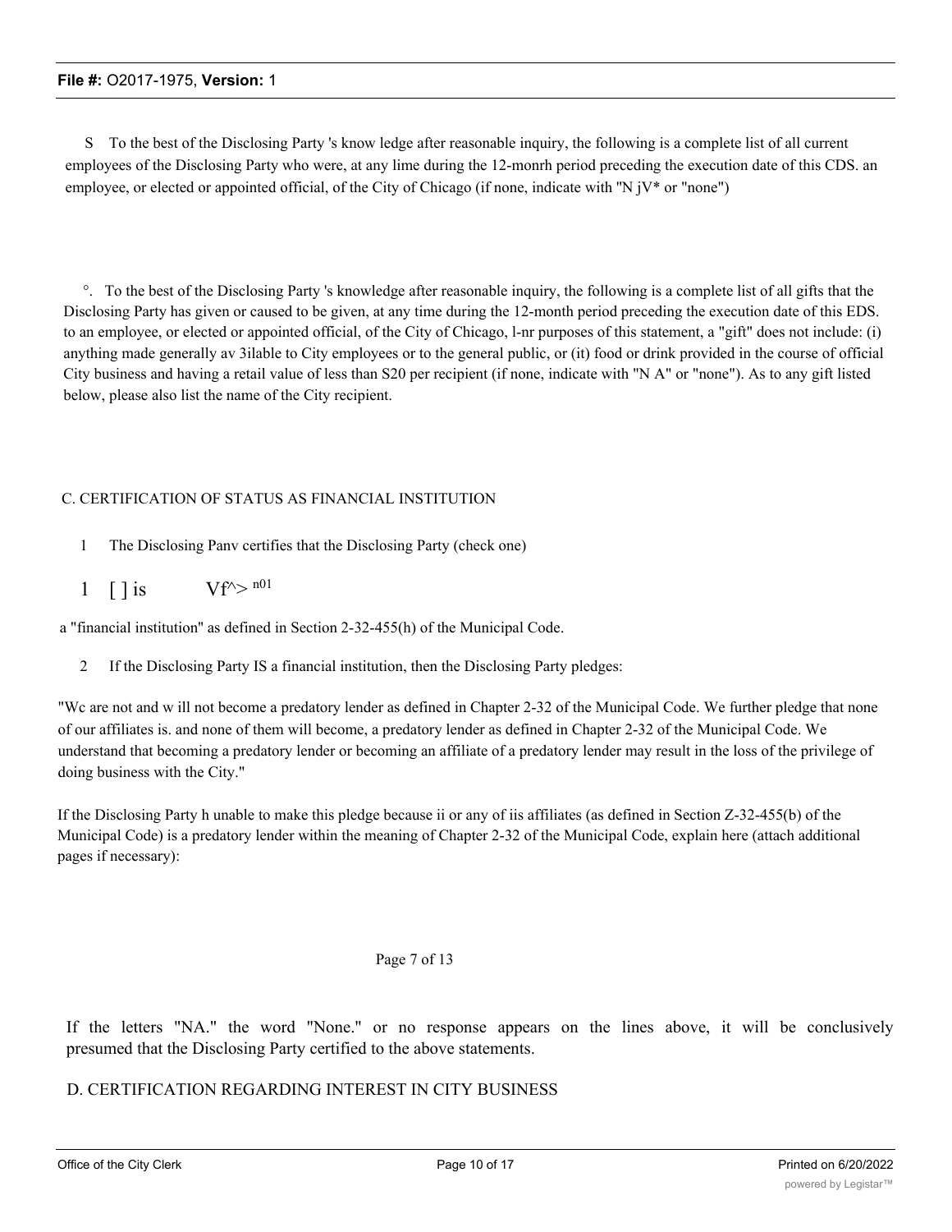S To the best of the Disclosing Party 's know ledge after reasonable inquiry, the following is a complete list of all current employees of the Disclosing Party who were, at any lime during the 12-monrh period preceding the execution date of this CDS. an employee, or elected or appointed official, of the City of Chicago (if none, indicate with "N jV* or "none")

°. To the best of the Disclosing Party 's knowledge after reasonable inquiry, the following is a complete list of all gifts that the Disclosing Party has given or caused to be given, at any time during the 12-month period preceding the execution date of this EDS. to an employee, or elected or appointed official, of the City of Chicago, l-nr purposes of this statement, a "gift" does not include: (i) anything made generally av 3ilable to City employees or to the general public, or (it) food or drink provided in the course of official City business and having a retail value of less than S20 per recipient (if none, indicate with "N A" or "none"). As to any gift listed below, please also list the name of the City recipient.

C. CERTIFICATION OF STATUS AS FINANCIAL INSTITUTION

1 The Disclosing Panv certifies that the Disclosing Party (check one)

1 [ ] is Vf^> n01

a "financial institution" as defined in Section 2-32-455(h) of the Municipal Code.

2 If the Disclosing Party IS a financial institution, then the Disclosing Party pledges:

"Wc are not and w ill not become a predatory lender as defined in Chapter 2-32 of the Municipal Code. We further pledge that none of our affiliates is. and none of them will become, a predatory lender as defined in Chapter 2-32 of the Municipal Code. We understand that becoming a predatory lender or becoming an affiliate of a predatory lender may result in the loss of the privilege of doing business with the City."

If the Disclosing Party h unable to make this pledge because ii or any of iis affiliates (as defined in Section Z-32-455(b) of the Municipal Code) is a predatory lender within the meaning of Chapter 2-32 of the Municipal Code, explain here (attach additional pages if necessary):

Page 7 of 13

If the letters "NA." the word "None." or no response appears on the lines above, it will be conclusively presumed that the Disclosing Party certified to the above statements.

D. CERTIFICATION REGARDING INTEREST IN CITY BUSINESS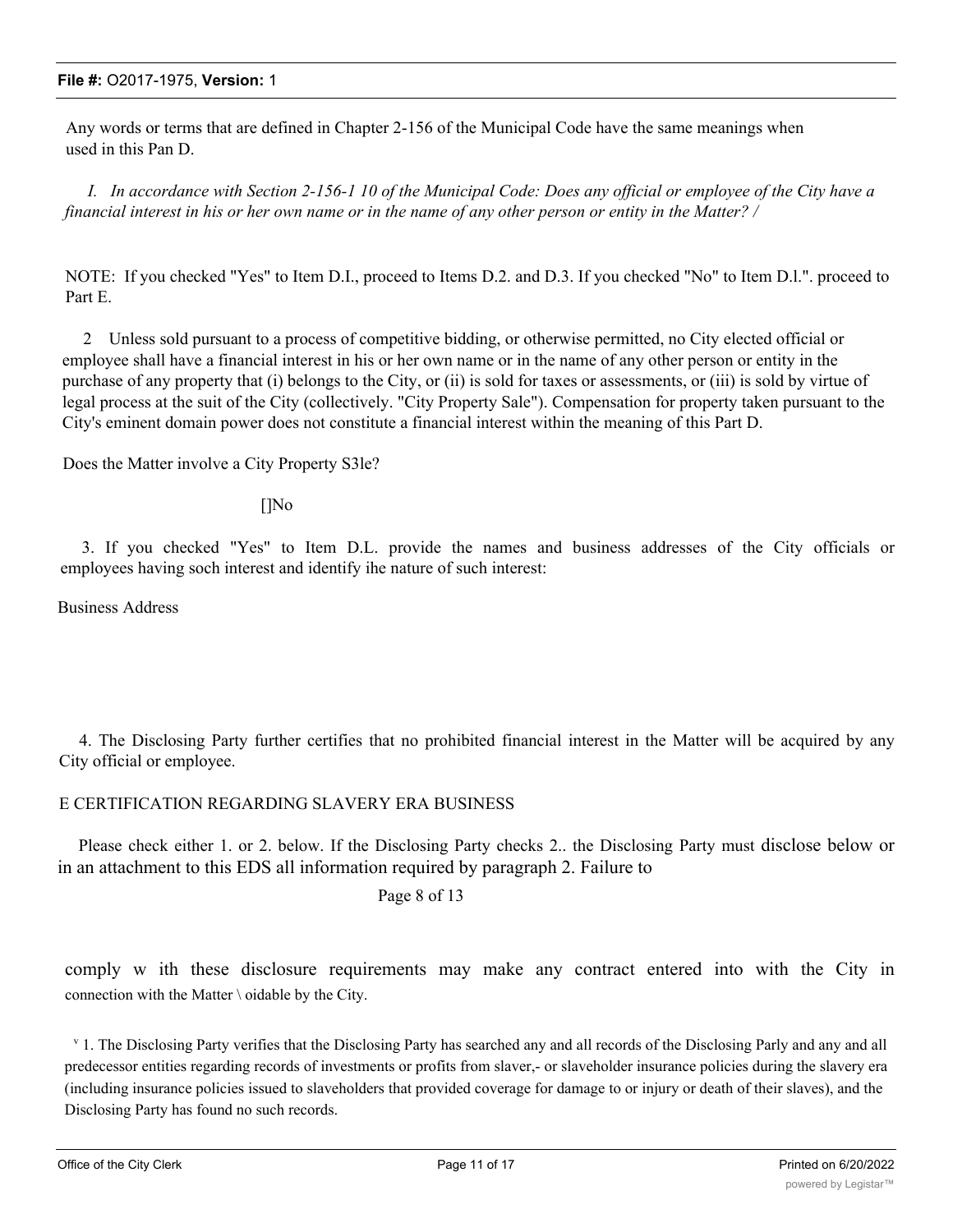Any words or terms that are defined in Chapter 2-156 of the Municipal Code have the same meanings when used in this Pan D.

*I. In accordance with Section 2-156-1 10 of the Municipal Code: Does any official or employee of the City have a financial interest in his or her own name or in the name of any other person or entity in the Matter? /*

NOTE: If you checked "Yes" to Item D.I., proceed to Items D.2. and D.3. If you checked "No" to Item D.l.". proceed to Part E.

2 Unless sold pursuant to a process of competitive bidding, or otherwise permitted, no City elected official or employee shall have a financial interest in his or her own name or in the name of any other person or entity in the purchase of any property that (i) belongs to the City, or (ii) is sold for taxes or assessments, or (iii) is sold by virtue of legal process at the suit of the City (collectively. "City Property Sale"). Compensation for property taken pursuant to the City's eminent domain power does not constitute a financial interest within the meaning of this Part D.

Does the Matter involve a City Property S3le?

[]No

3. If you checked "Yes" to Item D.L. provide the names and business addresses of the City officials or employees having soch interest and identify ihe nature of such interest:

Business Address

4. The Disclosing Party further certifies that no prohibited financial interest in the Matter will be acquired by any City official or employee.

E CERTIFICATION REGARDING SLAVERY ERA BUSINESS

Please check either 1. or 2. below. If the Disclosing Party checks 2.. the Disclosing Party must disclose below or in an attachment to this EDS all information required by paragraph 2. Failure to

Page 8 of 13

comply w ith these disclosure requirements may make any contract entered into with the City in connection with the Matter \ oidable by the City.

v 1. The Disclosing Party verifies that the Disclosing Party has searched any and all records of the Disclosing Parly and any and all predecessor entities regarding records of investments or profits from slaver,- or slaveholder insurance policies during the slavery era (including insurance policies issued to slaveholders that provided coverage for damage to or injury or death of their slaves), and the Disclosing Party has found no such records.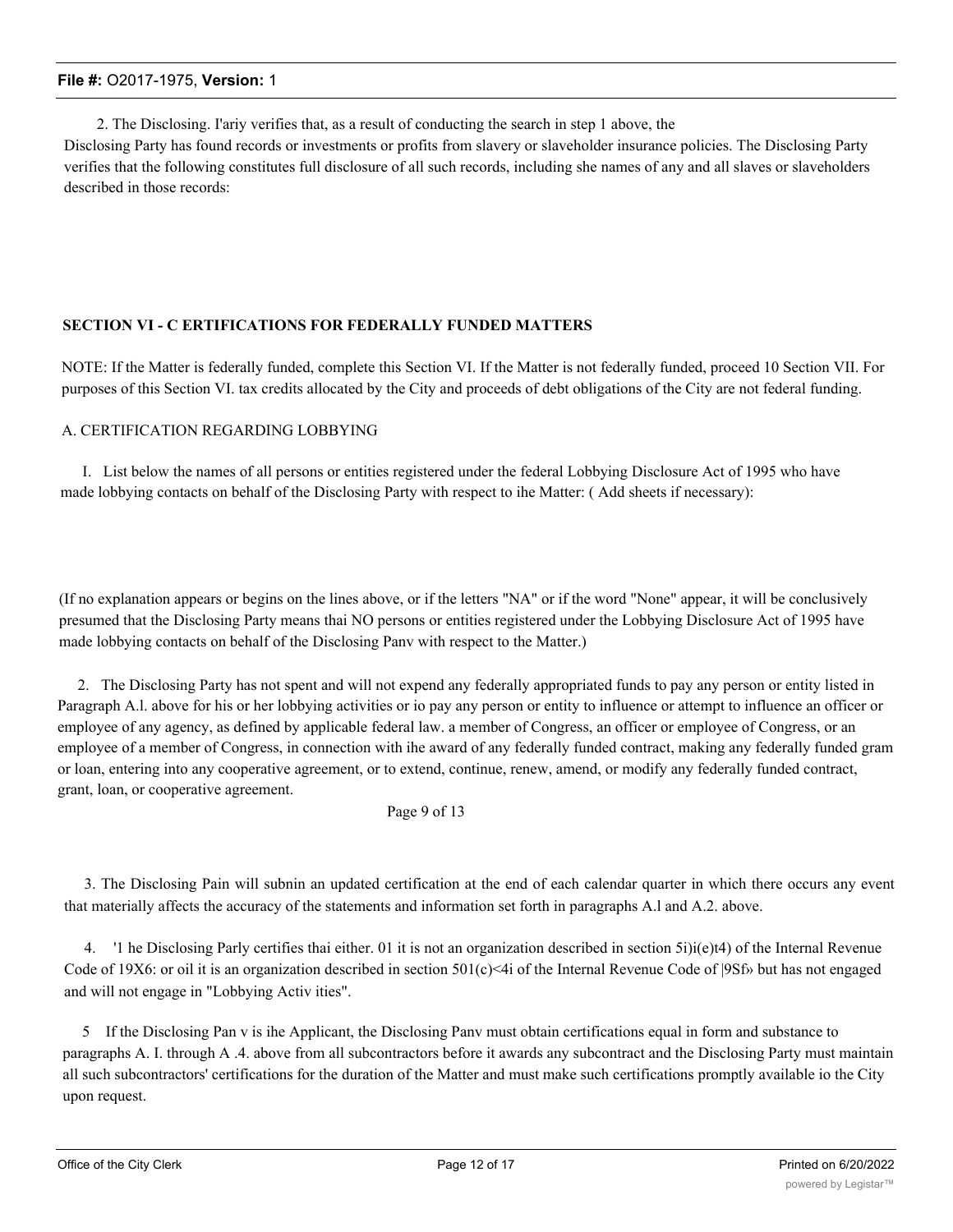2. The Disclosing. I'ariy verifies that, as a result of conducting the search in step 1 above, the Disclosing Party has found records or investments or profits from slavery or slaveholder insurance policies. The Disclosing Party verifies that the following constitutes full disclosure of all such records, including she names of any and all slaves or slaveholders described in those records:

**SECTION VI - C ERTIFICATIONS FOR FEDERALLY FUNDED MATTERS**

NOTE: If the Matter is federally funded, complete this Section VI. If the Matter is not federally funded, proceed 10 Section VII. For purposes of this Section VI. tax credits allocated by the City and proceeds of debt obligations of the City are not federal funding.

A. CERTIFICATION REGARDING LOBBYING

I. List below the names of all persons or entities registered under the federal Lobbying Disclosure Act of 1995 who have made lobbying contacts on behalf of the Disclosing Party with respect to ihe Matter: ( Add sheets if necessary):

(If no explanation appears or begins on the lines above, or if the letters "NA" or if the word "None" appear, it will be conclusively presumed that the Disclosing Party means thai NO persons or entities registered under the Lobbying Disclosure Act of 1995 have made lobbying contacts on behalf of the Disclosing Panv with respect to the Matter.)

2. The Disclosing Party has not spent and will not expend any federally appropriated funds to pay any person or entity listed in Paragraph A.l. above for his or her lobbying activities or io pay any person or entity to influence or attempt to influence an officer or employee of any agency, as defined by applicable federal law. a member of Congress, an officer or employee of Congress, or an employee of a member of Congress, in connection with ihe award of any federally funded contract, making any federally funded gram or loan, entering into any cooperative agreement, or to extend, continue, renew, amend, or modify any federally funded contract, grant, loan, or cooperative agreement.

3. The Disclosing Pain will subnin an updated certification at the end of each calendar quarter in which there occurs any event that materially affects the accuracy of the statements and information set forth in paragraphs A.l and A.2. above.

4. '1 he Disclosing Parly certifies thai either. 01 it is not an organization described in section 5i)i(e)t4) of the Internal Revenue Code of 19X6: or oil it is an organization described in section 501(c)<4i of the Internal Revenue Code of |9Sf» but has not engaged and will not engage in "Lobbying Activ ities".

5 If the Disclosing Pan v is ihe Applicant, the Disclosing Panv must obtain certifications equal in form and substance to paragraphs A. I. through A .4. above from all subcontractors before it awards any subcontract and the Disclosing Party must maintain all such subcontractors' certifications for the duration of the Matter and must make such certifications promptly available io the City upon request.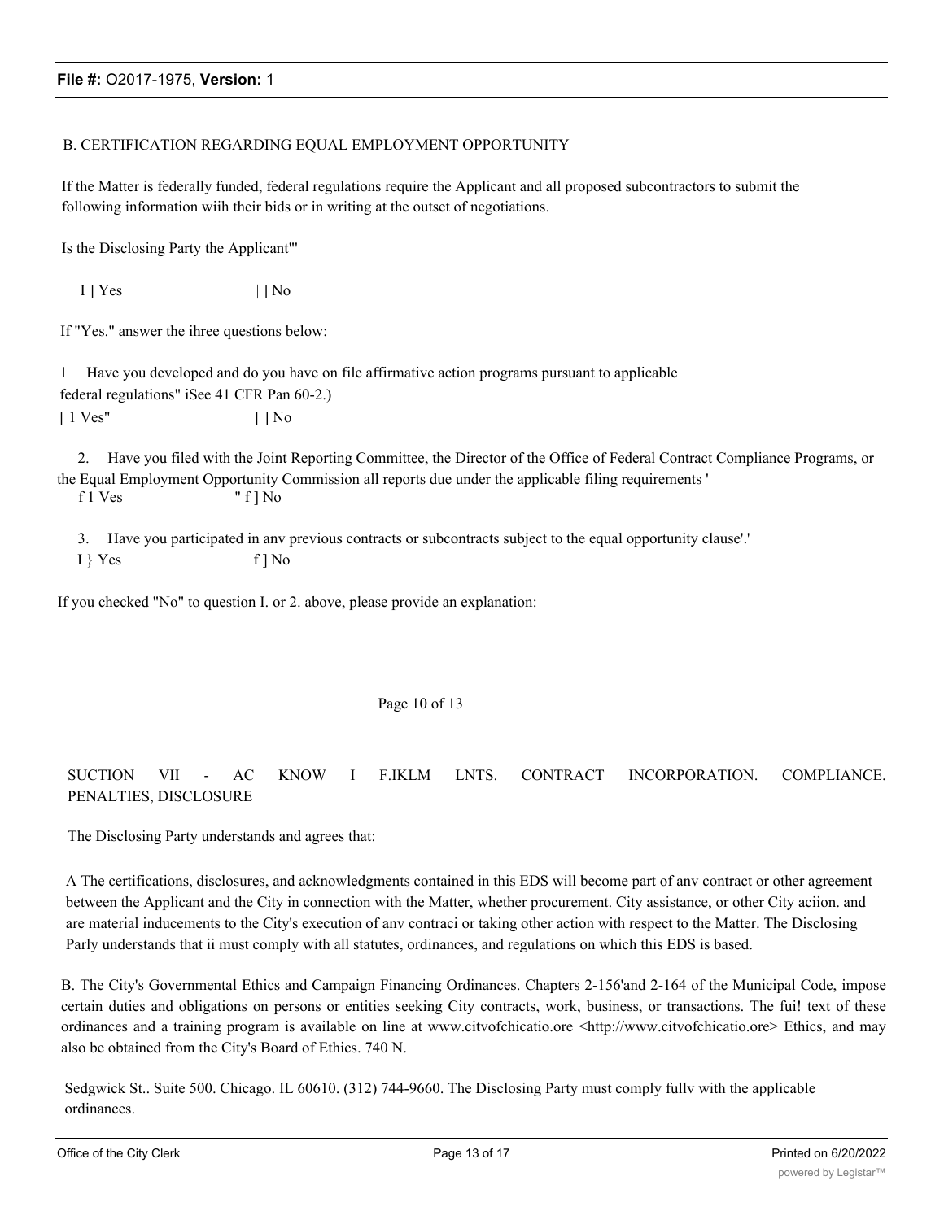B. CERTIFICATION REGARDING EQUAL EMPLOYMENT OPPORTUNITY

If the Matter is federally funded, federal regulations require the Applicant and all proposed subcontractors to submit the following information wiih their bids or in writing at the outset of negotiations.

Is the Disclosing Party the Applicant'"

I ] Yes | ] No

If "Yes." answer the ihree questions below:

1 Have you developed and do you have on file affirmative action programs pursuant to applicable federal regulations" iSee 41 CFR Pan 60-2.)

[ 1 Ves" [ ] No

2. Have you filed with the Joint Reporting Committee, the Director of the Office of Federal Contract Compliance Programs, or the Equal Employment Opportunity Commission all reports due under the applicable filing requirements '

f 1 Ves " f ] No

3. Have you participated in anv previous contracts or subcontracts subject to the equal opportunity clause'.'

I } Yes f ] No

If you checked "No" to question I. or 2. above, please provide an explanation:

Page 10 of 13

SUCTION VII - AC KNOW I F.IKLM LNTS. CONTRACT INCORPORATION. COMPLIANCE. PENALTIES, DISCLOSURE

The Disclosing Party understands and agrees that:

A The certifications, disclosures, and acknowledgments contained in this EDS will become part of anv contract or other agreement between the Applicant and the City in connection with the Matter, whether procurement. City assistance, or other City aciion. and are material inducements to the City's execution of anv contraci or taking other action with respect to the Matter. The Disclosing Parly understands that ii must comply with all statutes, ordinances, and regulations on which this EDS is based.

B. The City's Governmental Ethics and Campaign Financing Ordinances. Chapters 2-156'and 2-164 of the Municipal Code, impose certain duties and obligations on persons or entities seeking City contracts, work, business, or transactions. The fui! text of these ordinances and a training program is available on line at www.citvofchicatio.ore <http://www.citvofchicatio.ore> Ethics, and may also be obtained from the City's Board of Ethics. 740 N.

Sedgwick St.. Suite 500. Chicago. IL 60610. (312) 744-9660. The Disclosing Party must comply fullv with the applicable ordinances.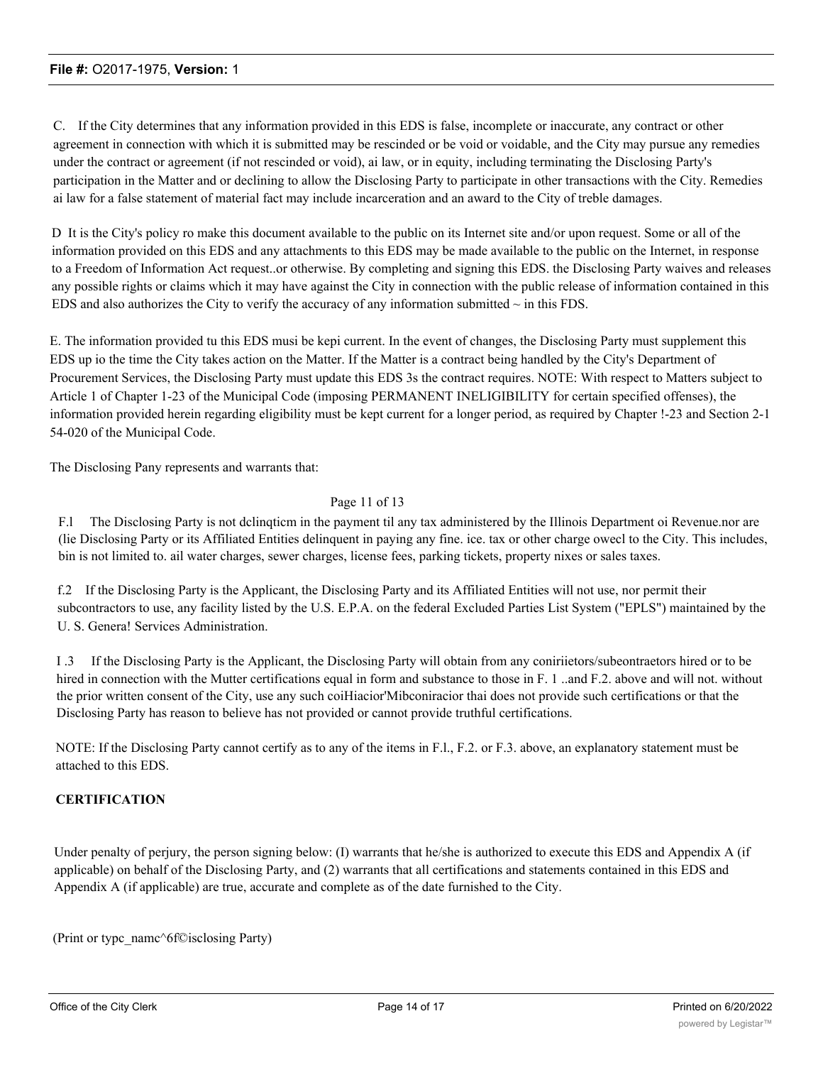C. If the City determines that any information provided in this EDS is false, incomplete or inaccurate, any contract or other agreement in connection with which it is submitted may be rescinded or be void or voidable, and the City may pursue any remedies under the contract or agreement (if not rescinded or void), ai law, or in equity, including terminating the Disclosing Party's participation in the Matter and or declining to allow the Disclosing Party to participate in other transactions with the City. Remedies ai law for a false statement of material fact may include incarceration and an award to the City of treble damages.

D It is the City's policy ro make this document available to the public on its Internet site and/or upon request. Some or all of the information provided on this EDS and any attachments to this EDS may be made available to the public on the Internet, in response to a Freedom of Information Act request..or otherwise. By completing and signing this EDS. the Disclosing Party waives and releases any possible rights or claims which it may have against the City in connection with the public release of information contained in this EDS and also authorizes the City to verify the accuracy of any information submitted ~ in this FDS.

E. The information provided tu this EDS musi be kepi current. In the event of changes, the Disclosing Party must supplement this EDS up io the time the City takes action on the Matter. If the Matter is a contract being handled by the City's Department of Procurement Services, the Disclosing Party must update this EDS 3s the contract requires. NOTE: With respect to Matters subject to Article 1 of Chapter 1-23 of the Municipal Code (imposing PERMANENT INELIGIBILITY for certain specified offenses), the information provided herein regarding eligibility must be kept current for a longer period, as required by Chapter !-23 and Section 2-1 54-020 of the Municipal Code.

The Disclosing Pany represents and warrants that:

Page 11 of 13

F.l The Disclosing Party is not dclinqticm in the payment til any tax administered by the Illinois Department oi Revenue.nor are (lie Disclosing Party or its Affiliated Entities delinquent in paying any fine. ice. tax or other charge owecl to the City. This includes, bin is not limited to. ail water charges, sewer charges, license fees, parking tickets, property nixes or sales taxes.

f.2 If the Disclosing Party is the Applicant, the Disclosing Party and its Affiliated Entities will not use, nor permit their subcontractors to use, any facility listed by the U.S. E.P.A. on the federal Excluded Parties List System ("EPLS") maintained by the U. S. Genera! Services Administration.

I .3 If the Disclosing Party is the Applicant, the Disclosing Party will obtain from any coniriietors/subeontraetors hired or to be hired in connection with the Mutter certifications equal in form and substance to those in F. 1 ..and F.2. above and will not. without the prior written consent of the City, use any such coiHiacior'Mibconiracior thai does not provide such certifications or that the Disclosing Party has reason to believe has not provided or cannot provide truthful certifications.

NOTE: If the Disclosing Party cannot certify as to any of the items in F.l., F.2. or F.3. above, an explanatory statement must be attached to this EDS.

**CERTIFICATION**

Under penalty of perjury, the person signing below: (I) warrants that he/she is authorized to execute this EDS and Appendix A (if applicable) on behalf of the Disclosing Party, and (2) warrants that all certifications and statements contained in this EDS and Appendix A (if applicable) are true, accurate and complete as of the date furnished to the City.

(Print or typc_namc^6f©isclosing Party)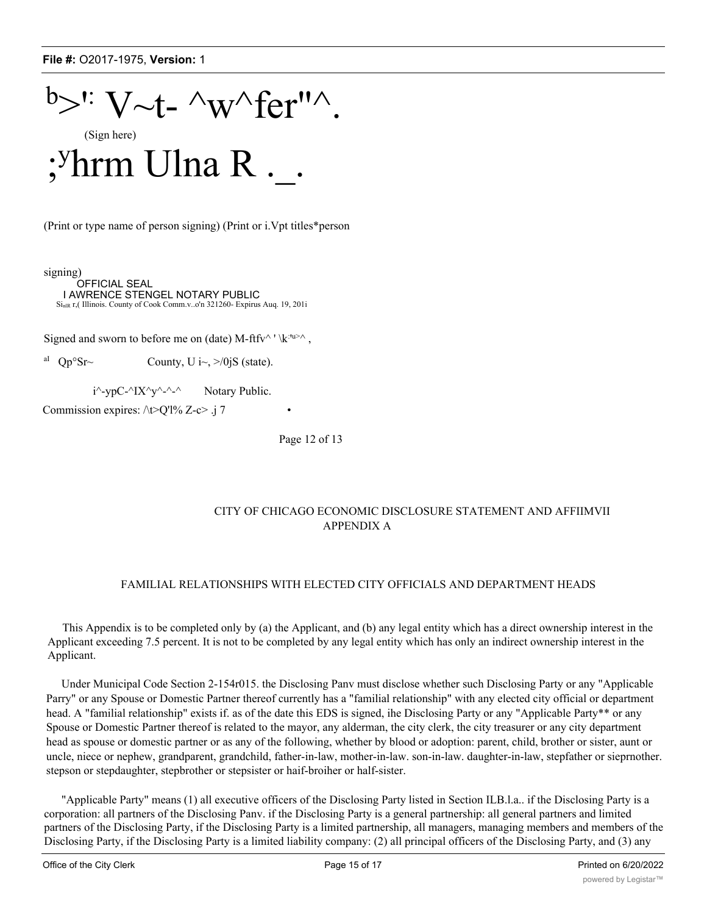b>': V~t- ^w^fer"^.

(Sign here)

;yhrm Ulna R ._.

(Print or type name of person signing) (Print or i.Vpt titles*person

signing)

OFFICIAL SEAL
I AWRENCE STENGEL NOTARY PUBLIC
SialR r,( Illinois. County of Cook Comm.v..o'n 321260- Expirus Auq. 19, 201i

Signed and sworn to before me on (date) M-ftfv^ ' \k:'u>^ ,

al Qp°Sr~ County, U i~, >/0jS (state).

i^-ypC-^IX^y^-^-^ Notary Public.

Commission expires: /\t>Q'l% Z-c> .j 7 •

Page 12 of 13

CITY OF CHICAGO ECONOMIC DISCLOSURE STATEMENT AND AFFIIMVII
APPENDIX A

FAMILIAL RELATIONSHIPS WITH ELECTED CITY OFFICIALS AND DEPARTMENT HEADS

This Appendix is to be completed only by (a) the Applicant, and (b) any legal entity which has a direct ownership interest in the Applicant exceeding 7.5 percent. It is not to be completed by any legal entity which has only an indirect ownership interest in the Applicant.

Under Municipal Code Section 2-154r015. the Disclosing Panv must disclose whether such Disclosing Party or any "Applicable Parry" or any Spouse or Domestic Partner thereof currently has a "familial relationship" with any elected city official or department head. A "familial relationship" exists if. as of the date this EDS is signed, ihe Disclosing Party or any "Applicable Party** or any Spouse or Domestic Partner thereof is related to the mayor, any alderman, the city clerk, the city treasurer or any city department head as spouse or domestic partner or as any of the following, whether by blood or adoption: parent, child, brother or sister, aunt or uncle, niece or nephew, grandparent, grandchild, father-in-law, mother-in-law. son-in-law. daughter-in-law, stepfather or sieprnother. stepson or stepdaughter, stepbrother or stepsister or haif-broiher or half-sister.

"Applicable Party" means (1) all executive officers of the Disclosing Party listed in Section ILB.l.a.. if the Disclosing Party is a corporation: all partners of the Disclosing Panv. if the Disclosing Party is a general partnership: all general partners and limited partners of the Disclosing Party, if the Disclosing Party is a limited partnership, all managers, managing members and members of the Disclosing Party, if the Disclosing Party is a limited liability company: (2) all principal officers of the Disclosing Party, and (3) any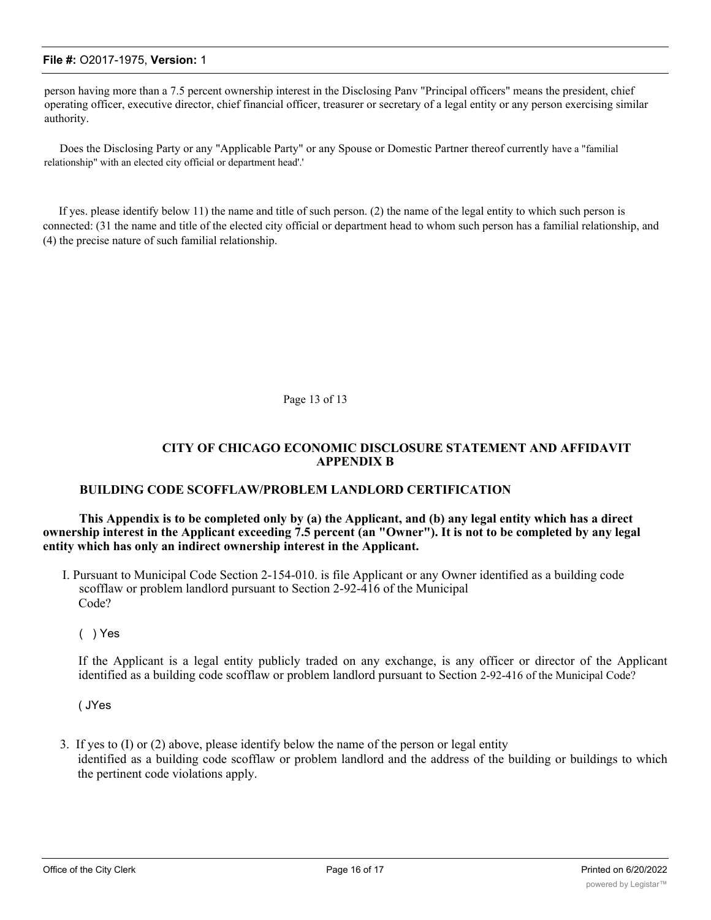person having more than a 7.5 percent ownership interest in the Disclosing Panv "Principal officers" means the president, chief operating officer, executive director, chief financial officer, treasurer or secretary of a legal entity or any person exercising similar authority.

Does the Disclosing Party or any "Applicable Party" or any Spouse or Domestic Partner thereof currently have a "familial relationship" with an elected city official or department head'.'

If yes. please identify below 11) the name and title of such person. (2) the name of the legal entity to which such person is connected: (31 the name and title of the elected city official or department head to whom such person has a familial relationship, and (4) the precise nature of such familial relationship.

Page 13 of 13

### CITY OF CHICAGO ECONOMIC DISCLOSURE STATEMENT AND AFFIDAVIT APPENDIX B

### BUILDING CODE SCOFFLAW/PROBLEM LANDLORD CERTIFICATION

**This Appendix is to be completed only by (a) the Applicant, and (b) any legal entity which has a direct ownership interest in the Applicant exceeding 7.5 percent (an "Owner"). It is not to be completed by any legal entity which has only an indirect ownership interest in the Applicant.**

I. Pursuant to Municipal Code Section 2-154-010. is file Applicant or any Owner identified as a building code scofflaw or problem landlord pursuant to Section 2-92-416 of the Municipal Code?

( ) Yes

If the Applicant is a legal entity publicly traded on any exchange, is any officer or director of the Applicant identified as a building code scofflaw or problem landlord pursuant to Section 2-92-416 of the Municipal Code?

( JYes

3. If yes to (I) or (2) above, please identify below the name of the person or legal entity identified as a building code scofflaw or problem landlord and the address of the building or buildings to which the pertinent code violations apply.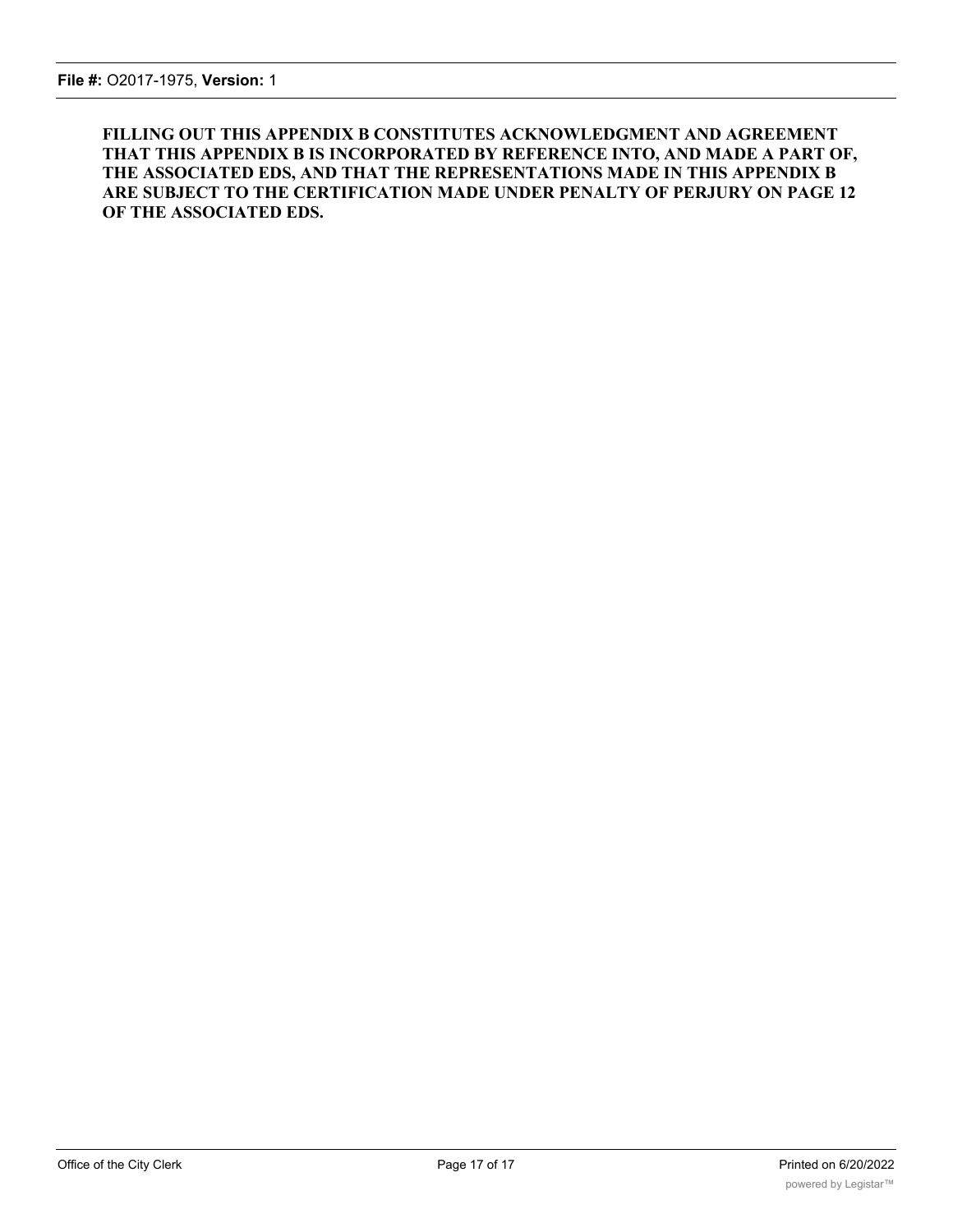**FILLING OUT THIS APPENDIX B CONSTITUTES ACKNOWLEDGMENT AND AGREEMENT THAT THIS APPENDIX B IS INCORPORATED BY REFERENCE INTO, AND MADE A PART OF, THE ASSOCIATED EDS, AND THAT THE REPRESENTATIONS MADE IN THIS APPENDIX B ARE SUBJECT TO THE CERTIFICATION MADE UNDER PENALTY OF PERJURY ON PAGE 12 OF THE ASSOCIATED EDS.**